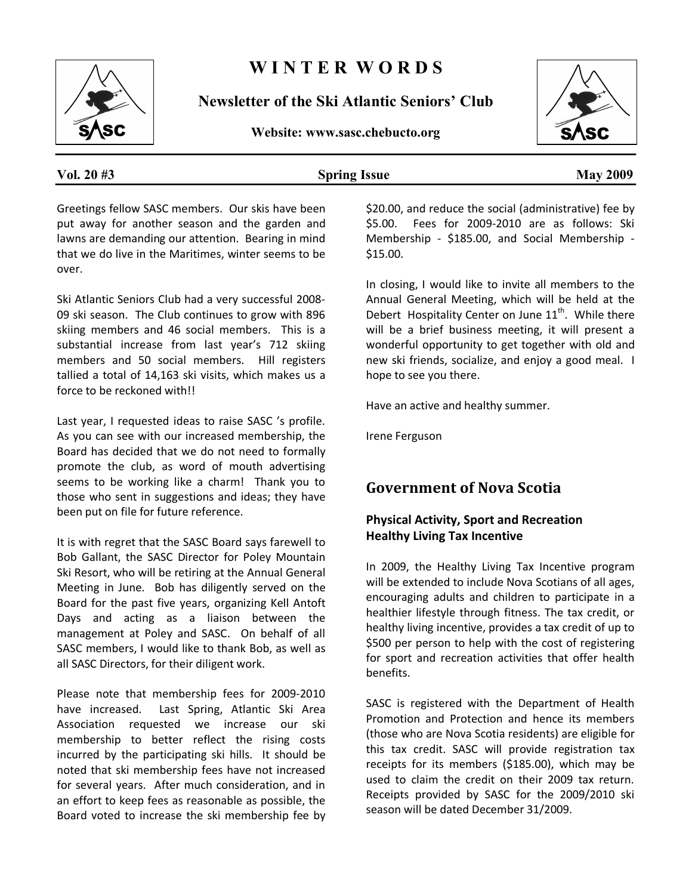# WINTER WORDS

**Newsletter of the Ski Atlantic Seniors' Club**

**Website: www.sasc.chebucto.org**

**Vol. 20 #3** **Spring Issue** **May 2009**

Greetings fellow SASC members. Our skis have been put away for another season and the garden and lawns are demanding our attention. Bearing in mind that we do live in the Maritimes, winter seems to be over.

Ski Atlantic Seniors Club had a very successful 2008-09 ski season. The Club continues to grow with 896 skiing members and 46 social members. This is a substantial increase from last year's 712 skiing members and 50 social members. Hill registers tallied a total of 14,163 ski visits, which makes us a force to be reckoned with!!

Last year, I requested ideas to raise SASC 's profile. As you can see with our increased membership, the Board has decided that we do not need to formally promote the club, as word of mouth advertising seems to be working like a charm! Thank you to those who sent in suggestions and ideas; they have been put on file for future reference.

It is with regret that the SASC Board says farewell to Bob Gallant, the SASC Director for Poley Mountain Ski Resort, who will be retiring at the Annual General Meeting in June. Bob has diligently served on the Board for the past five years, organizing Kell Antoft Days and acting as a liaison between the management at Poley and SASC. On behalf of all SASC members, I would like to thank Bob, as well as all SASC Directors, for their diligent work.

Please note that membership fees for 2009-2010 have increased. Last Spring, Atlantic Ski Area Association requested we increase our ski membership to better reflect the rising costs incurred by the participating ski hills. It should be noted that ski membership fees have not increased for several years. After much consideration, and in an effort to keep fees as reasonable as possible, the Board voted to increase the ski membership fee by $20.00, and reduce the social (administrative) fee by $5.00. Fees for 2009-2010 are as follows: Ski Membership - $185.00, and Social Membership - $15.00.

In closing, I would like to invite all members to the Annual General Meeting, which will be held at the Debert Hospitality Center on June 11th. While there will be a brief business meeting, it will present a wonderful opportunity to get together with old and new ski friends, socialize, and enjoy a good meal. I hope to see you there.

Have an active and healthy summer.

Irene Ferguson

## Government of Nova Scotia

### Physical Activity, Sport and Recreation Healthy Living Tax Incentive

In 2009, the Healthy Living Tax Incentive program will be extended to include Nova Scotians of all ages, encouraging adults and children to participate in a healthier lifestyle through fitness. The tax credit, or healthy living incentive, provides a tax credit of up to $500 per person to help with the cost of registering for sport and recreation activities that offer health benefits.

SASC is registered with the Department of Health Promotion and Protection and hence its members (those who are Nova Scotia residents) are eligible for this tax credit. SASC will provide registration tax receipts for its members ($185.00), which may be used to claim the credit on their 2009 tax return. Receipts provided by SASC for the 2009/2010 ski season will be dated December 31/2009.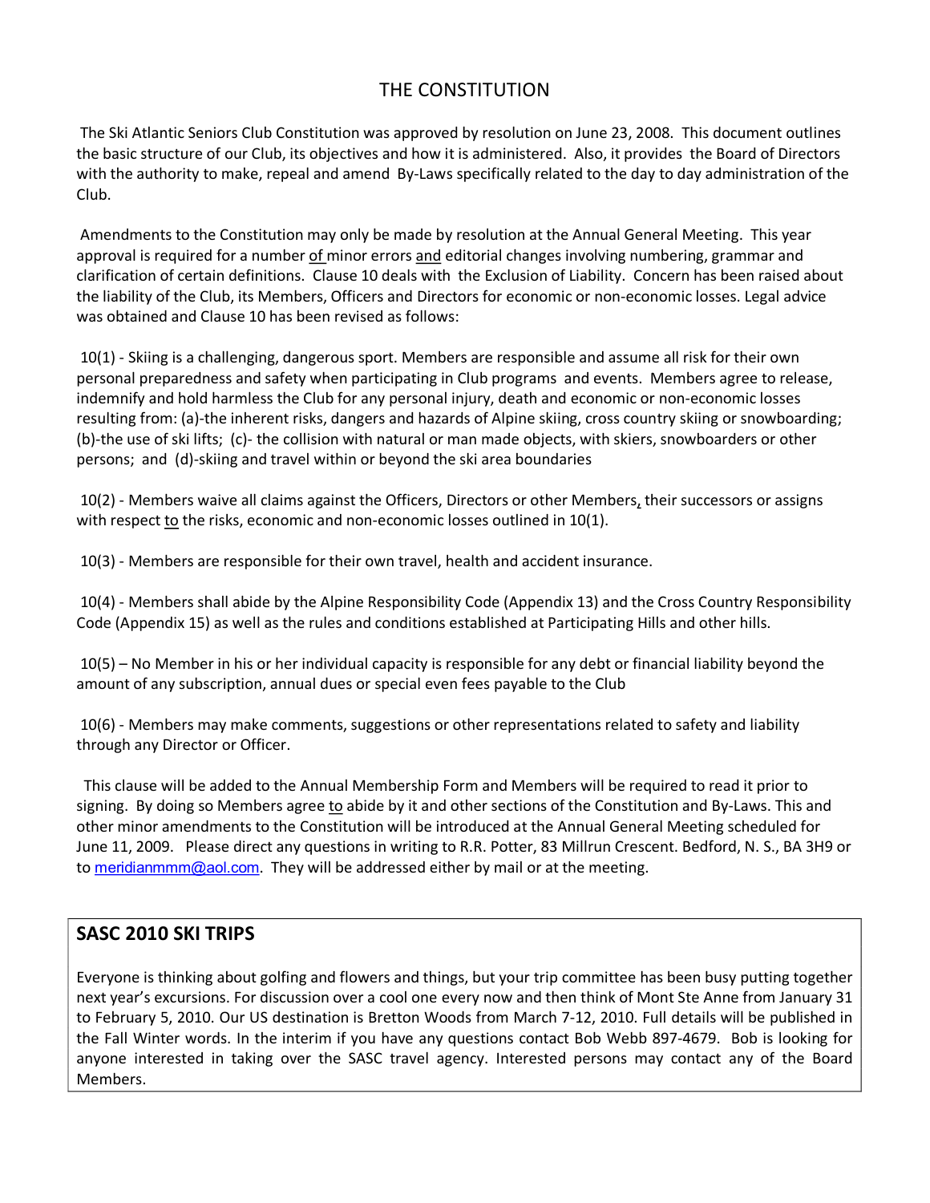# THE CONSTITUTION

The Ski Atlantic Seniors Club Constitution was approved by resolution on June 23, 2008. This document outlines the basic structure of our Club, its objectives and how it is administered. Also, it provides the Board of Directors with the authority to make, repeal and amend By-Laws specifically related to the day to day administration of the Club.

Amendments to the Constitution may only be made by resolution at the Annual General Meeting. This year approval is required for a number of minor errors and editorial changes involving numbering, grammar and clarification of certain definitions. Clause 10 deals with the Exclusion of Liability. Concern has been raised about the liability of the Club, its Members, Officers and Directors for economic or non-economic losses. Legal advice was obtained and Clause 10 has been revised as follows:

10(1) - Skiing is a challenging, dangerous sport. Members are responsible and assume all risk for their own personal preparedness and safety when participating in Club programs and events. Members agree to release, indemnify and hold harmless the Club for any personal injury, death and economic or non-economic losses resulting from: (a)-the inherent risks, dangers and hazards of Alpine skiing, cross country skiing or snowboarding; (b)-the use of ski lifts; (c)- the collision with natural or man made objects, with skiers, snowboarders or other persons; and (d)-skiing and travel within or beyond the ski area boundaries

10(2) - Members waive all claims against the Officers, Directors or other Members, their successors or assigns with respect to the risks, economic and non-economic losses outlined in 10(1).

10(3) - Members are responsible for their own travel, health and accident insurance.

10(4) - Members shall abide by the Alpine Responsibility Code (Appendix 13) and the Cross Country Responsibility Code (Appendix 15) as well as the rules and conditions established at Participating Hills and other hills.

10(5) – No Member in his or her individual capacity is responsible for any debt or financial liability beyond the amount of any subscription, annual dues or special even fees payable to the Club

10(6) - Members may make comments, suggestions or other representations related to safety and liability through any Director or Officer.

This clause will be added to the Annual Membership Form and Members will be required to read it prior to signing. By doing so Members agree to abide by it and other sections of the Constitution and By-Laws. This and other minor amendments to the Constitution will be introduced at the Annual General Meeting scheduled for June 11, 2009. Please direct any questions in writing to R.R. Potter, 83 Millrun Crescent. Bedford, N. S., BA 3H9 or to meridianmmm@aol.com. They will be addressed either by mail or at the meeting.

## SASC 2010 SKI TRIPS

Everyone is thinking about golfing and flowers and things, but your trip committee has been busy putting together next year's excursions. For discussion over a cool one every now and then think of Mont Ste Anne from January 31 to February 5, 2010. Our US destination is Bretton Woods from March 7-12, 2010. Full details will be published in the Fall Winter words. In the interim if you have any questions contact Bob Webb 897-4679. Bob is looking for anyone interested in taking over the SASC travel agency. Interested persons may contact any of the Board Members.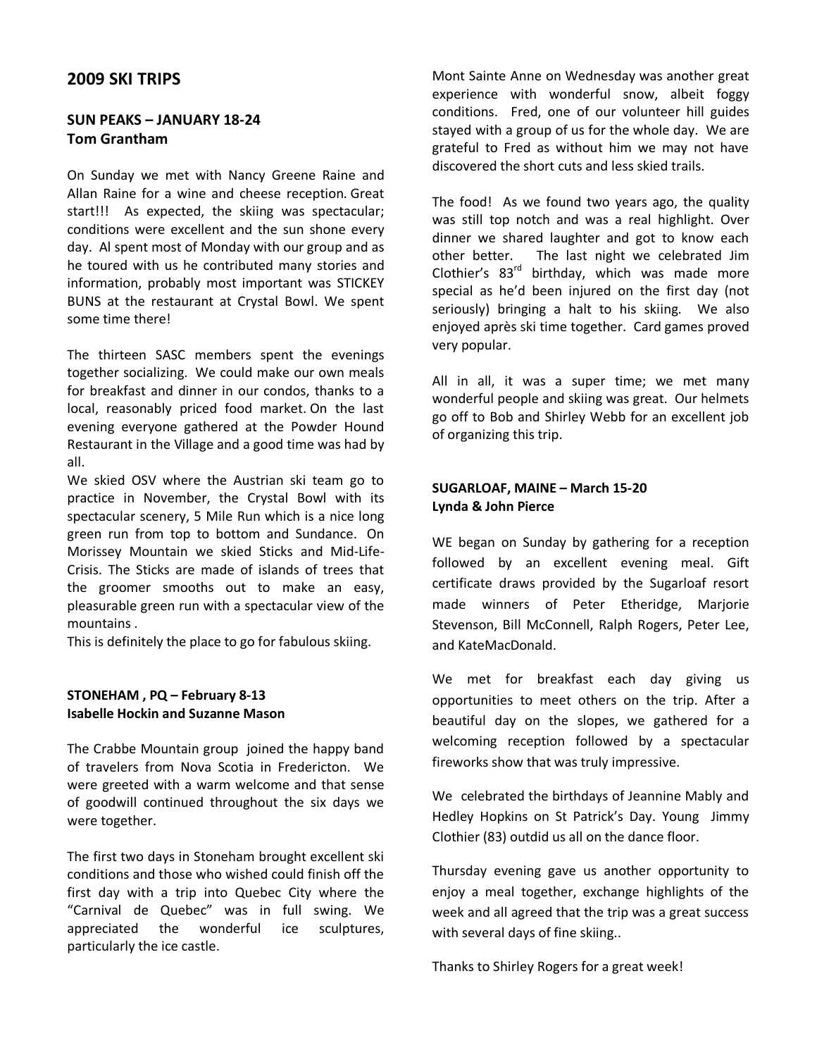## 2009 SKI TRIPS

### SUN PEAKS – JANUARY 18-24
**Tom Grantham**

On Sunday we met with Nancy Greene Raine and Allan Raine for a wine and cheese reception. Great start!!! As expected, the skiing was spectacular; conditions were excellent and the sun shone every day. Al spent most of Monday with our group and as he toured with us he contributed many stories and information, probably most important was STICKEY BUNS at the restaurant at Crystal Bowl. We spent some time there!

The thirteen SASC members spent the evenings together socializing. We could make our own meals for breakfast and dinner in our condos, thanks to a local, reasonably priced food market. On the last evening everyone gathered at the Powder Hound Restaurant in the Village and a good time was had by all.

We skied OSV where the Austrian ski team go to practice in November, the Crystal Bowl with its spectacular scenery, 5 Mile Run which is a nice long green run from top to bottom and Sundance. On Morissey Mountain we skied Sticks and Mid-Life-Crisis. The Sticks are made of islands of trees that the groomer smooths out to make an easy, pleasurable green run with a spectacular view of the mountains .

This is definitely the place to go for fabulous skiing.

### STONEHAM , PQ – February 8-13
**Isabelle Hockin and Suzanne Mason**

The Crabbe Mountain group joined the happy band of travelers from Nova Scotia in Fredericton. We were greeted with a warm welcome and that sense of goodwill continued throughout the six days we were together.

The first two days in Stoneham brought excellent ski conditions and those who wished could finish off the first day with a trip into Quebec City where the "Carnival de Quebec" was in full swing. We appreciated the wonderful ice sculptures, particularly the ice castle.

Mont Sainte Anne on Wednesday was another great experience with wonderful snow, albeit foggy conditions. Fred, one of our volunteer hill guides stayed with a group of us for the whole day. We are grateful to Fred as without him we may not have discovered the short cuts and less skied trails.

The food! As we found two years ago, the quality was still top notch and was a real highlight. Over dinner we shared laughter and got to know each other better. The last night we celebrated Jim Clothier's 83rd birthday, which was made more special as he'd been injured on the first day (not seriously) bringing a halt to his skiing. We also enjoyed après ski time together. Card games proved very popular.

All in all, it was a super time; we met many wonderful people and skiing was great. Our helmets go off to Bob and Shirley Webb for an excellent job of organizing this trip.

### SUGARLOAF, MAINE – March 15-20
**Lynda & John Pierce**

WE began on Sunday by gathering for a reception followed by an excellent evening meal. Gift certificate draws provided by the Sugarloaf resort made winners of Peter Etheridge, Marjorie Stevenson, Bill McConnell, Ralph Rogers, Peter Lee, and KateMacDonald.

We met for breakfast each day giving us opportunities to meet others on the trip. After a beautiful day on the slopes, we gathered for a welcoming reception followed by a spectacular fireworks show that was truly impressive.

We celebrated the birthdays of Jeannine Mably and Hedley Hopkins on St Patrick's Day. Young Jimmy Clothier (83) outdid us all on the dance floor.

Thursday evening gave us another opportunity to enjoy a meal together, exchange highlights of the week and all agreed that the trip was a great success with several days of fine skiing..

Thanks to Shirley Rogers for a great week!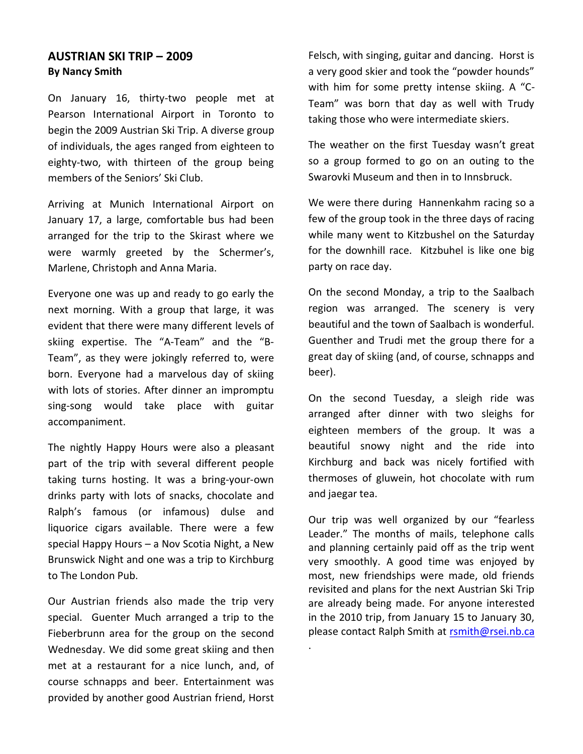## AUSTRIAN SKI TRIP – 2009

**By Nancy Smith**

On January 16, thirty-two people met at Pearson International Airport in Toronto to begin the 2009 Austrian Ski Trip. A diverse group of individuals, the ages ranged from eighteen to eighty-two, with thirteen of the group being members of the Seniors' Ski Club.

Arriving at Munich International Airport on January 17, a large, comfortable bus had been arranged for the trip to the Skirast where we were warmly greeted by the Schermer's, Marlene, Christoph and Anna Maria.

Everyone one was up and ready to go early the next morning. With a group that large, it was evident that there were many different levels of skiing expertise. The "A-Team" and the "B-Team", as they were jokingly referred to, were born. Everyone had a marvelous day of skiing with lots of stories. After dinner an impromptu sing-song would take place with guitar accompaniment.

The nightly Happy Hours were also a pleasant part of the trip with several different people taking turns hosting. It was a bring-your-own drinks party with lots of snacks, chocolate and Ralph's famous (or infamous) dulse and liquorice cigars available. There were a few special Happy Hours – a Nov Scotia Night, a New Brunswick Night and one was a trip to Kirchburg to The London Pub.

Our Austrian friends also made the trip very special. Guenter Much arranged a trip to the Fieberbrunn area for the group on the second Wednesday. We did some great skiing and then met at a restaurant for a nice lunch, and, of course schnapps and beer. Entertainment was provided by another good Austrian friend, Horst Felsch, with singing, guitar and dancing. Horst is a very good skier and took the "powder hounds" with him for some pretty intense skiing. A "C-Team" was born that day as well with Trudy taking those who were intermediate skiers.

The weather on the first Tuesday wasn't great so a group formed to go on an outing to the Swarovki Museum and then in to Innsbruck.

We were there during Hannenkahm racing so a few of the group took in the three days of racing while many went to Kitzbushel on the Saturday for the downhill race. Kitzbuhel is like one big party on race day.

On the second Monday, a trip to the Saalbach region was arranged. The scenery is very beautiful and the town of Saalbach is wonderful. Guenther and Trudi met the group there for a great day of skiing (and, of course, schnapps and beer).

On the second Tuesday, a sleigh ride was arranged after dinner with two sleighs for eighteen members of the group. It was a beautiful snowy night and the ride into Kirchburg and back was nicely fortified with thermoses of gluwein, hot chocolate with rum and jaegar tea.

Our trip was well organized by our "fearless Leader." The months of mails, telephone calls and planning certainly paid off as the trip went very smoothly. A good time was enjoyed by most, new friendships were made, old friends revisited and plans for the next Austrian Ski Trip are already being made. For anyone interested in the 2010 trip, from January 15 to January 30, please contact Ralph Smith at rsmith@rsei.nb.ca

.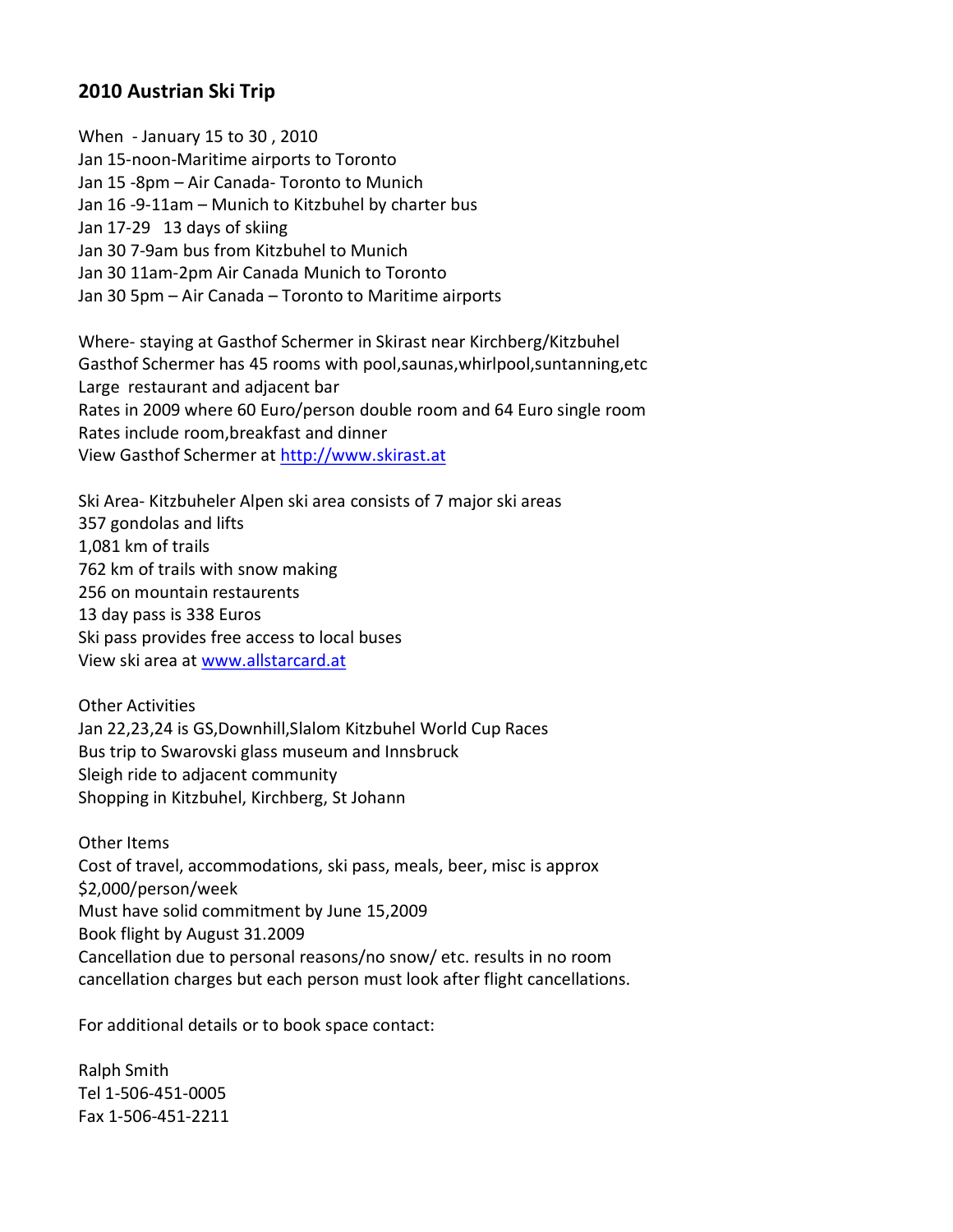## 2010 Austrian Ski Trip

When - January 15 to 30 , 2010
Jan 15-noon-Maritime airports to Toronto
Jan 15 -8pm – Air Canada- Toronto to Munich
Jan 16 -9-11am – Munich to Kitzbuhel by charter bus
Jan 17-29 13 days of skiing
Jan 30 7-9am bus from Kitzbuhel to Munich
Jan 30 11am-2pm Air Canada Munich to Toronto
Jan 30 5pm – Air Canada – Toronto to Maritime airports

Where- staying at Gasthof Schermer in Skirast near Kirchberg/Kitzbuhel
Gasthof Schermer has 45 rooms with pool,saunas,whirlpool,suntanning,etc
Large restaurant and adjacent bar
Rates in 2009 where 60 Euro/person double room and 64 Euro single room
Rates include room,breakfast and dinner
View Gasthof Schermer at http://www.skirast.at

Ski Area- Kitzbuheler Alpen ski area consists of 7 major ski areas
357 gondolas and lifts
1,081 km of trails
762 km of trails with snow making
256 on mountain restaurents
13 day pass is 338 Euros
Ski pass provides free access to local buses
View ski area at www.allstarcard.at

Other Activities
Jan 22,23,24 is GS,Downhill,Slalom Kitzbuhel World Cup Races
Bus trip to Swarovski glass museum and Innsbruck
Sleigh ride to adjacent community
Shopping in Kitzbuhel, Kirchberg, St Johann

Other Items
Cost of travel, accommodations, ski pass, meals, beer, misc is approx
$2,000/person/week
Must have solid commitment by June 15,2009
Book flight by August 31.2009
Cancellation due to personal reasons/no snow/ etc. results in no room cancellation charges but each person must look after flight cancellations.

For additional details or to book space contact:

Ralph Smith
Tel 1-506-451-0005
Fax 1-506-451-2211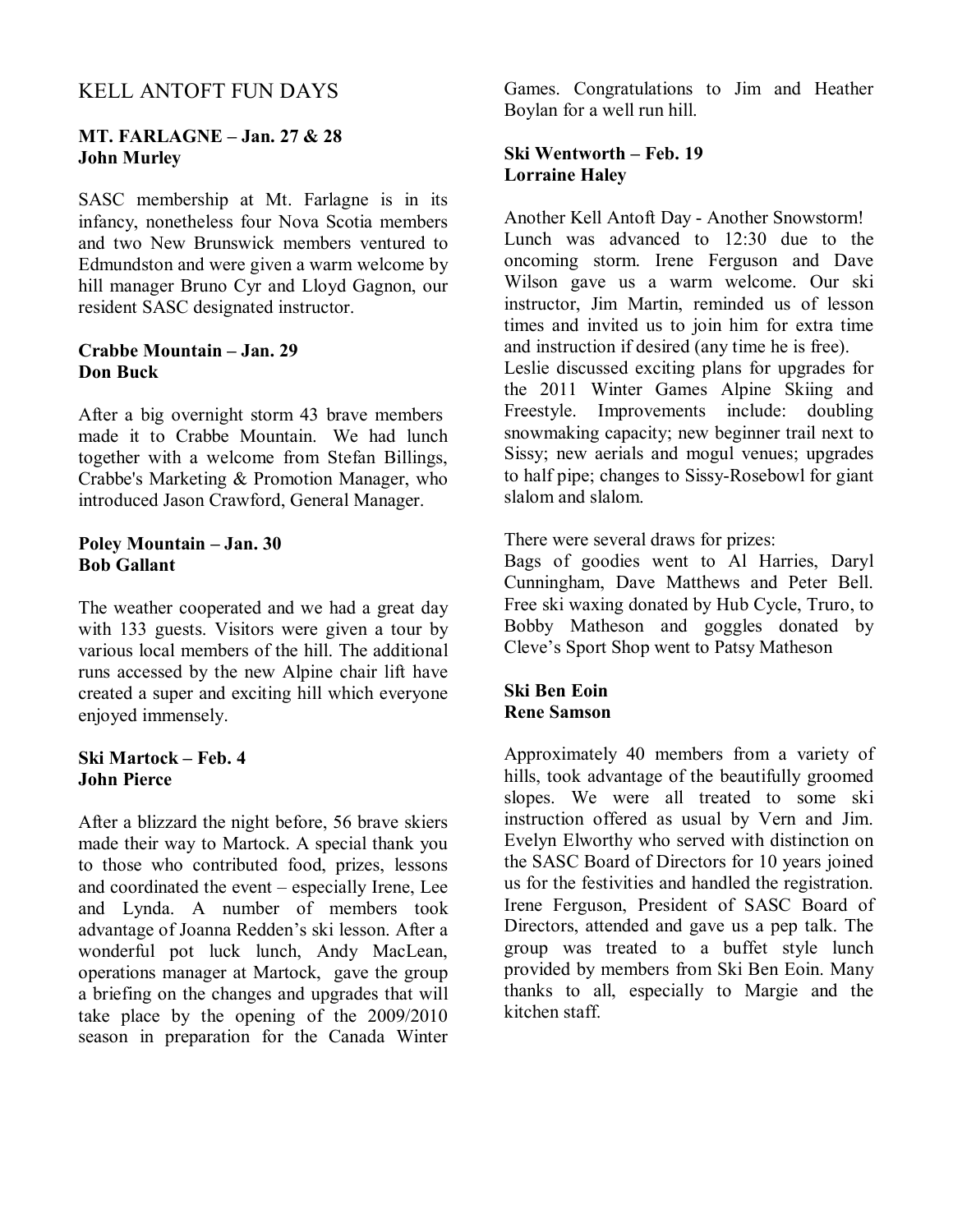# KELL ANTOFT FUN DAYS

**MT. FARLAGNE – Jan. 27 & 28**
**John Murley**

SASC membership at Mt. Farlagne is in its infancy, nonetheless four Nova Scotia members and two New Brunswick members ventured to Edmundston and were given a warm welcome by hill manager Bruno Cyr and Lloyd Gagnon, our resident SASC designated instructor.

**Crabbe Mountain – Jan. 29**
**Don Buck**

After a big overnight storm 43 brave members made it to Crabbe Mountain. We had lunch together with a welcome from Stefan Billings, Crabbe's Marketing & Promotion Manager, who introduced Jason Crawford, General Manager.

**Poley Mountain – Jan. 30**
**Bob Gallant**

The weather cooperated and we had a great day with 133 guests. Visitors were given a tour by various local members of the hill. The additional runs accessed by the new Alpine chair lift have created a super and exciting hill which everyone enjoyed immensely.

**Ski Martock – Feb. 4**
**John Pierce**

After a blizzard the night before, 56 brave skiers made their way to Martock. A special thank you to those who contributed food, prizes, lessons and coordinated the event – especially Irene, Lee and Lynda. A number of members took advantage of Joanna Redden's ski lesson. After a wonderful pot luck lunch, Andy MacLean, operations manager at Martock, gave the group a briefing on the changes and upgrades that will take place by the opening of the 2009/2010 season in preparation for the Canada Winter Games. Congratulations to Jim and Heather Boylan for a well run hill.

**Ski Wentworth – Feb. 19**
**Lorraine Haley**

Another Kell Antoft Day - Another Snowstorm! Lunch was advanced to 12:30 due to the oncoming storm. Irene Ferguson and Dave Wilson gave us a warm welcome. Our ski instructor, Jim Martin, reminded us of lesson times and invited us to join him for extra time and instruction if desired (any time he is free).
Leslie discussed exciting plans for upgrades for the 2011 Winter Games Alpine Skiing and Freestyle. Improvements include: doubling snowmaking capacity; new beginner trail next to Sissy; new aerials and mogul venues; upgrades to half pipe; changes to Sissy-Rosebowl for giant slalom and slalom.

There were several draws for prizes:
Bags of goodies went to Al Harries, Daryl Cunningham, Dave Matthews and Peter Bell. Free ski waxing donated by Hub Cycle, Truro, to Bobby Matheson and goggles donated by Cleve's Sport Shop went to Patsy Matheson

**Ski Ben Eoin**
**Rene Samson**

Approximately 40 members from a variety of hills, took advantage of the beautifully groomed slopes. We were all treated to some ski instruction offered as usual by Vern and Jim. Evelyn Elworthy who served with distinction on the SASC Board of Directors for 10 years joined us for the festivities and handled the registration. Irene Ferguson, President of SASC Board of Directors, attended and gave us a pep talk. The group was treated to a buffet style lunch provided by members from Ski Ben Eoin. Many thanks to all, especially to Margie and the kitchen staff.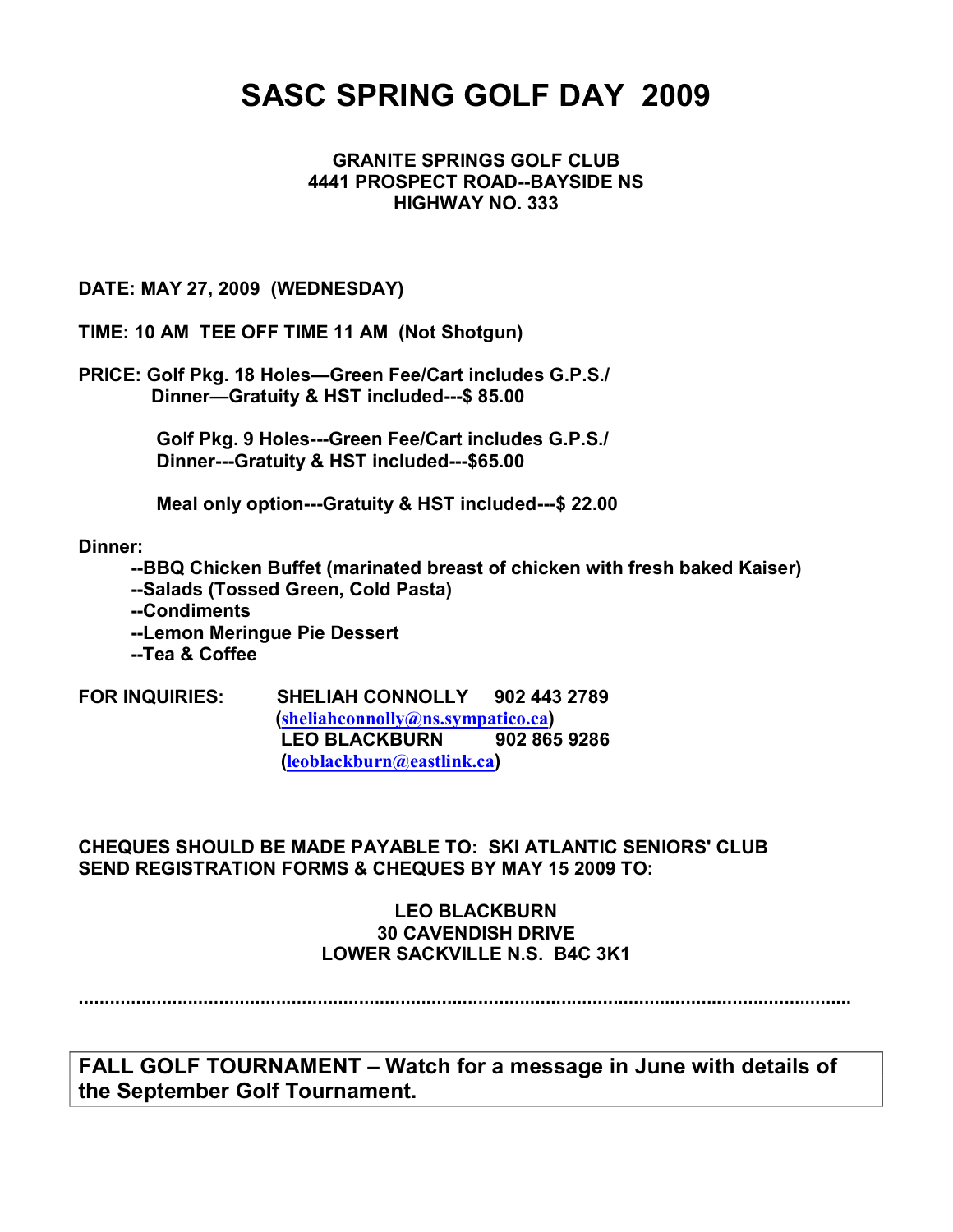# SASC SPRING GOLF DAY 2009

**GRANITE SPRINGS GOLF CLUB**
**4441 PROSPECT ROAD--BAYSIDE NS**
**HIGHWAY NO. 333**

**DATE: MAY 27, 2009 (WEDNESDAY)**

**TIME: 10 AM TEE OFF TIME 11 AM (Not Shotgun)**

**PRICE: Golf Pkg. 18 Holes—Green Fee/Cart includes G.P.S./**
**Dinner—Gratuity & HST included---$ 85.00**

**Golf Pkg. 9 Holes---Green Fee/Cart includes G.P.S./**
**Dinner---Gratuity & HST included---$65.00**

**Meal only option---Gratuity & HST included---$ 22.00**

**Dinner:**

**--BBQ Chicken Buffet (marinated breast of chicken with fresh baked Kaiser)**
**--Salads (Tossed Green, Cold Pasta)**
**--Condiments**
**--Lemon Meringue Pie Dessert**
**--Tea & Coffee**

**FOR INQUIRIES:** **SHELIAH CONNOLLY 902 443 2789**
**(sheliahconnolly@ns.sympatico.ca)**
**LEO BLACKBURN 902 865 9286**
**(leoblackburn@eastlink.ca)**

**CHEQUES SHOULD BE MADE PAYABLE TO: SKI ATLANTIC SENIORS' CLUB**
**SEND REGISTRATION FORMS & CHEQUES BY MAY 15 2009 TO:**

**LEO BLACKBURN**
**30 CAVENDISH DRIVE**
**LOWER SACKVILLE N.S. B4C 3K1**

.......................................................................................................................................

**FALL GOLF TOURNAMENT – Watch for a message in June with details of the September Golf Tournament.**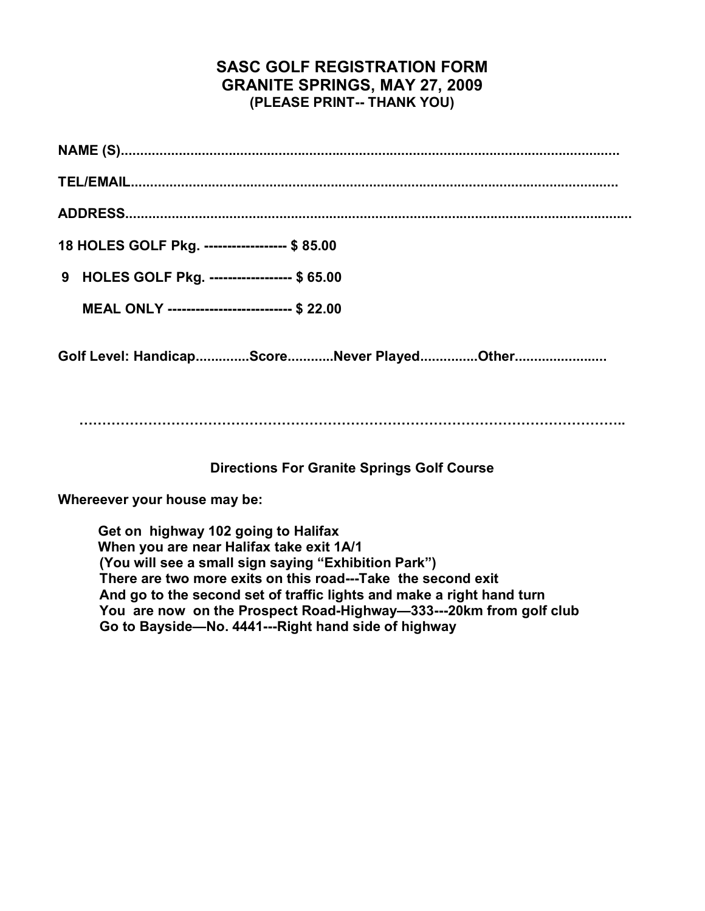# SASC GOLF REGISTRATION FORM
# GRANITE SPRINGS, MAY 27, 2009
**(PLEASE PRINT-- THANK YOU)**

**NAME (S)........................................................................................................................................**

**TEL/EMAIL.....................................................................................................................................**

**ADDRESS.........................................................................................................................................**

**18 HOLES GOLF Pkg. ----------------- $ 85.00**

**9 HOLES GOLF Pkg. ----------------- $ 65.00**

**MEAL ONLY -------------------------- $ 22.00**

**Golf Level: Handicap.............Score...........Never Played..............Other.......................**

**…………………………………………………………………………………………………………..**

## Directions For Granite Springs Golf Course

**Whereever your house may be:**

**Get on highway 102 going to Halifax**
**When you are near Halifax take exit 1A/1**
**(You will see a small sign saying "Exhibition Park")**
**There are two more exits on this road---Take the second exit**
**And go to the second set of traffic lights and make a right hand turn**
**You are now on the Prospect Road-Highway—333---20km from golf club**
**Go to Bayside—No. 4441---Right hand side of highway**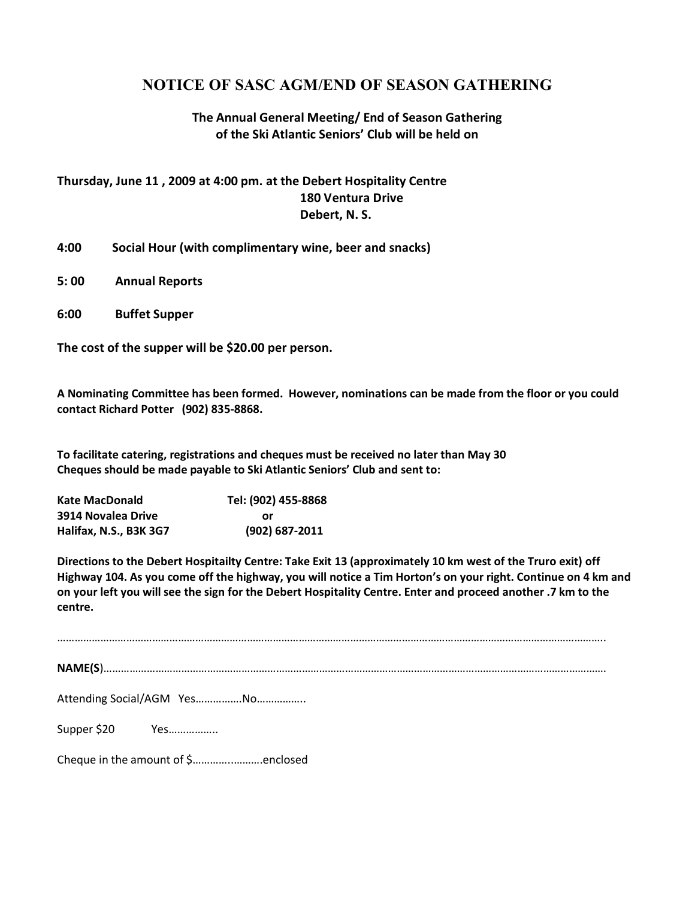# NOTICE OF SASC AGM/END OF SEASON GATHERING

**The Annual General Meeting/ End of Season Gathering of the Ski Atlantic Seniors' Club will be held on**

**Thursday, June 11 , 2009 at 4:00 pm. at the Debert Hospitality Centre**
**180 Ventura Drive**
**Debert, N. S.**

**4:00 Social Hour (with complimentary wine, beer and snacks)**

**5: 00 Annual Reports**

**6:00 Buffet Supper**

**The cost of the supper will be $20.00 per person.**

**A Nominating Committee has been formed. However, nominations can be made from the floor or you could contact Richard Potter (902) 835-8868.**

**To facilitate catering, registrations and cheques must be received no later than May 30**
**Cheques should be made payable to Ski Atlantic Seniors' Club and sent to:**

| | |
|---|---|
| **Kate MacDonald** | **Tel: (902) 455-8868** |
| **3914 Novalea Drive** | **or** |
| **Halifax, N.S., B3K 3G7** | **(902) 687-2011** |

**Directions to the Debert Hospitailty Centre: Take Exit 13 (approximately 10 km west of the Truro exit) off Highway 104. As you come off the highway, you will notice a Tim Horton's on your right. Continue on 4 km and on your left you will see the sign for the Debert Hospitality Centre. Enter and proceed another .7 km to the centre.**

…………………………………………………………………………………………………………………………………………………………………………..

**NAME(S**)………………………………………………………………………………………………………………………………………………………….

Attending Social/AGM Yes…………….No……………..

Supper $20 Yes……………..

Cheque in the amount of $………..……….enclosed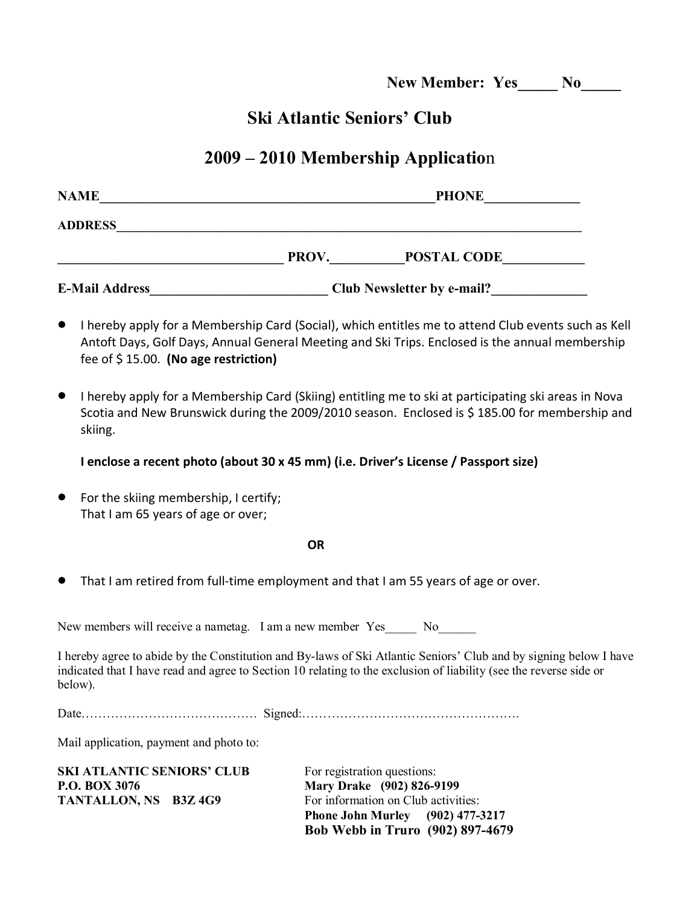**New Member: Yes_____ No_____**

# Ski Atlantic Seniors' Club

## 2009 – 2010 Membership Application

**NAME_________________________________________________PHONE_____________**

**ADDRESS_____________________________________________________________________**

**_________________________________ PROV.__________POSTAL CODE___________**

**E-Mail Address_________________________ Club Newsletter by e-mail?_____________**

- I hereby apply for a Membership Card (Social), which entitles me to attend Club events such as Kell Antoft Days, Golf Days, Annual General Meeting and Ski Trips. Enclosed is the annual membership fee of $ 15.00. **(No age restriction)**

- I hereby apply for a Membership Card (Skiing) entitling me to ski at participating ski areas in Nova Scotia and New Brunswick during the 2009/2010 season. Enclosed is $ 185.00 for membership and skiing.

  **I enclose a recent photo (about 30 x 45 mm) (i.e. Driver's License / Passport size)**

- For the skiing membership, I certify;
  That I am 65 years of age or over;

**OR**

- That I am retired from full-time employment and that I am 55 years of age or over.

New members will receive a nametag. I am a new member Yes_____ No______

I hereby agree to abide by the Constitution and By-laws of Ski Atlantic Seniors' Club and by signing below I have indicated that I have read and agree to Section 10 relating to the exclusion of liability (see the reverse side or below).

Date…………………………………… Signed:…………………………………………….

Mail application, payment and photo to:

**SKI ATLANTIC SENIORS' CLUB**
**P.O. BOX 3076**
**TANTALLON, NS B3Z 4G9**

For registration questions:
**Mary Drake (902) 826-9199**
For information on Club activities:
**Phone John Murley (902) 477-3217**
**Bob Webb in Truro (902) 897-4679**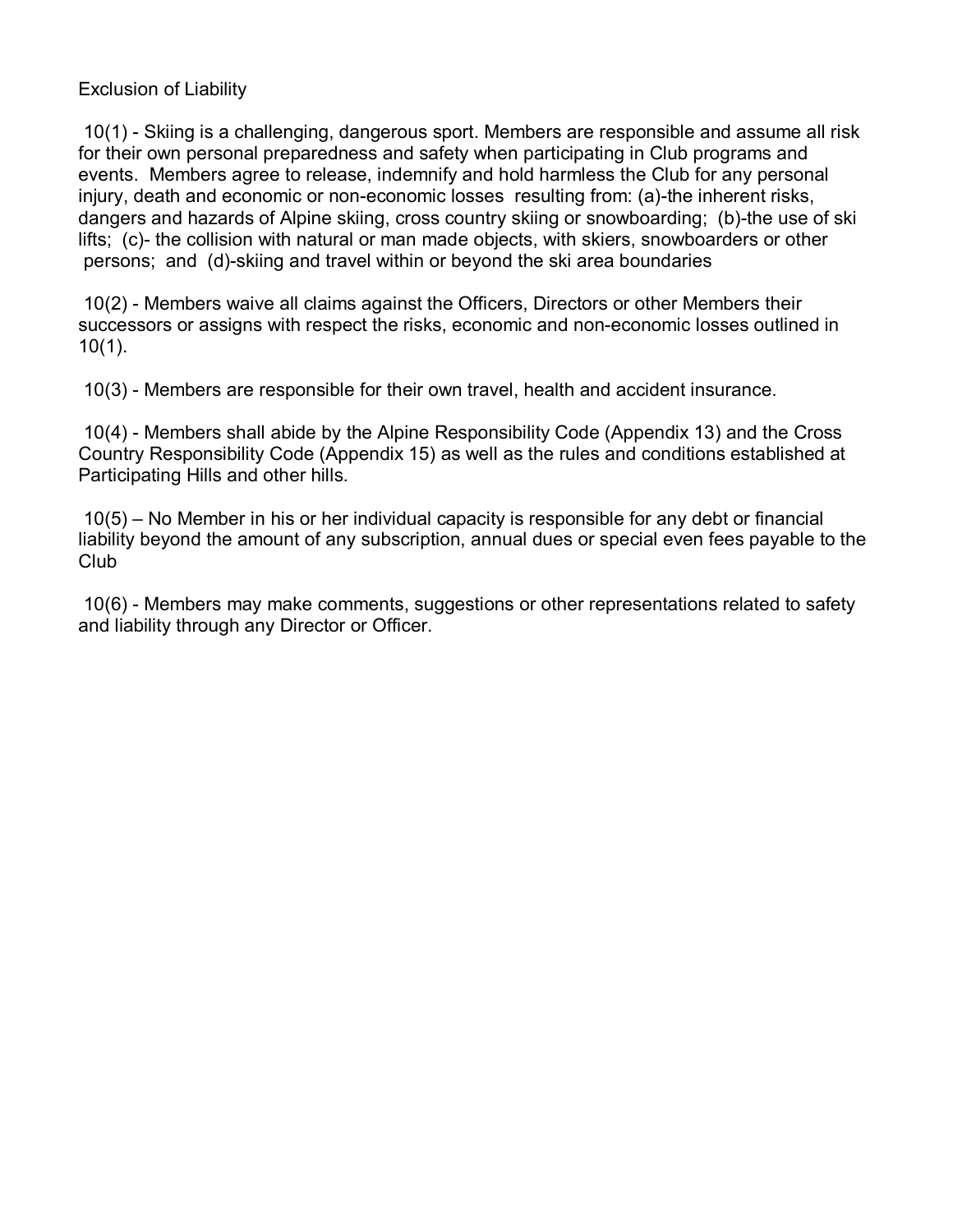## Exclusion of Liability

10(1) - Skiing is a challenging, dangerous sport. Members are responsible and assume all risk for their own personal preparedness and safety when participating in Club programs and events. Members agree to release, indemnify and hold harmless the Club for any personal injury, death and economic or non-economic losses resulting from: (a)-the inherent risks, dangers and hazards of Alpine skiing, cross country skiing or snowboarding; (b)-the use of ski lifts; (c)- the collision with natural or man made objects, with skiers, snowboarders or other persons; and (d)-skiing and travel within or beyond the ski area boundaries

10(2) - Members waive all claims against the Officers, Directors or other Members their successors or assigns with respect the risks, economic and non-economic losses outlined in 10(1).

10(3) - Members are responsible for their own travel, health and accident insurance.

10(4) - Members shall abide by the Alpine Responsibility Code (Appendix 13) and the Cross Country Responsibility Code (Appendix 15) as well as the rules and conditions established at Participating Hills and other hills.

10(5) – No Member in his or her individual capacity is responsible for any debt or financial liability beyond the amount of any subscription, annual dues or special even fees payable to the Club

10(6) - Members may make comments, suggestions or other representations related to safety and liability through any Director or Officer.